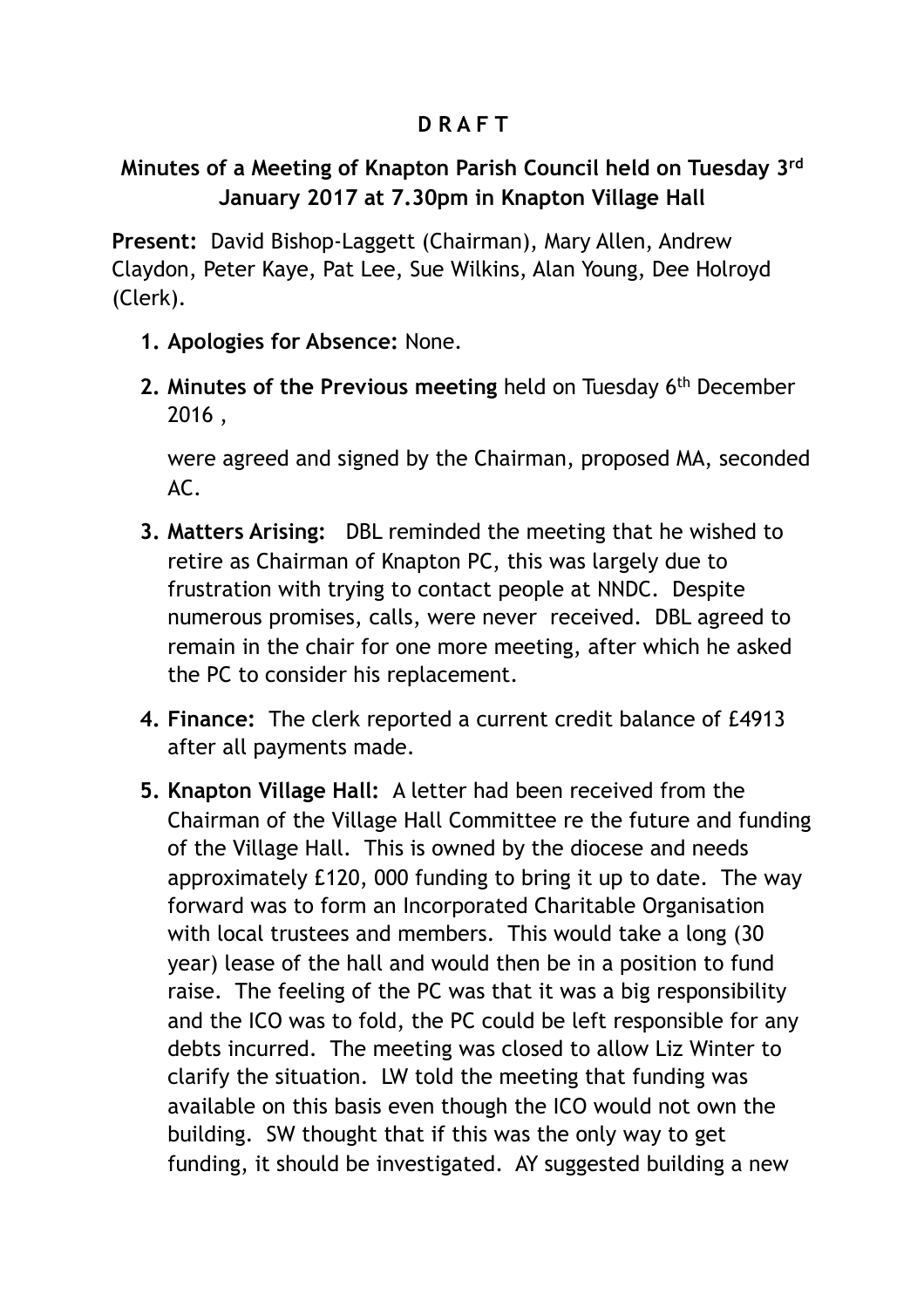**D R A F T**

**Minutes of a Meeting of Knapton Parish Council held on Tuesday 3rd January 2017 at 7.30pm in Knapton Village Hall**

**Present:** David Bishop-Laggett (Chairman), Mary Allen, Andrew Claydon, Peter Kaye, Pat Lee, Sue Wilkins, Alan Young, Dee Holroyd (Clerk).

1. **Apologies for Absence:** None.

2. **Minutes of the Previous meeting** held on Tuesday 6th December 2016 ,

   were agreed and signed by the Chairman, proposed MA, seconded AC.

3. **Matters Arising:** DBL reminded the meeting that he wished to retire as Chairman of Knapton PC, this was largely due to frustration with trying to contact people at NNDC. Despite numerous promises, calls, were never received. DBL agreed to remain in the chair for one more meeting, after which he asked the PC to consider his replacement.

4. **Finance:** The clerk reported a current credit balance of £4913 after all payments made.

5. **Knapton Village Hall:** A letter had been received from the Chairman of the Village Hall Committee re the future and funding of the Village Hall. This is owned by the diocese and needs approximately £120, 000 funding to bring it up to date. The way forward was to form an Incorporated Charitable Organisation with local trustees and members. This would take a long (30 year) lease of the hall and would then be in a position to fund raise. The feeling of the PC was that it was a big responsibility and the ICO was to fold, the PC could be left responsible for any debts incurred. The meeting was closed to allow Liz Winter to clarify the situation. LW told the meeting that funding was available on this basis even though the ICO would not own the building. SW thought that if this was the only way to get funding, it should be investigated. AY suggested building a new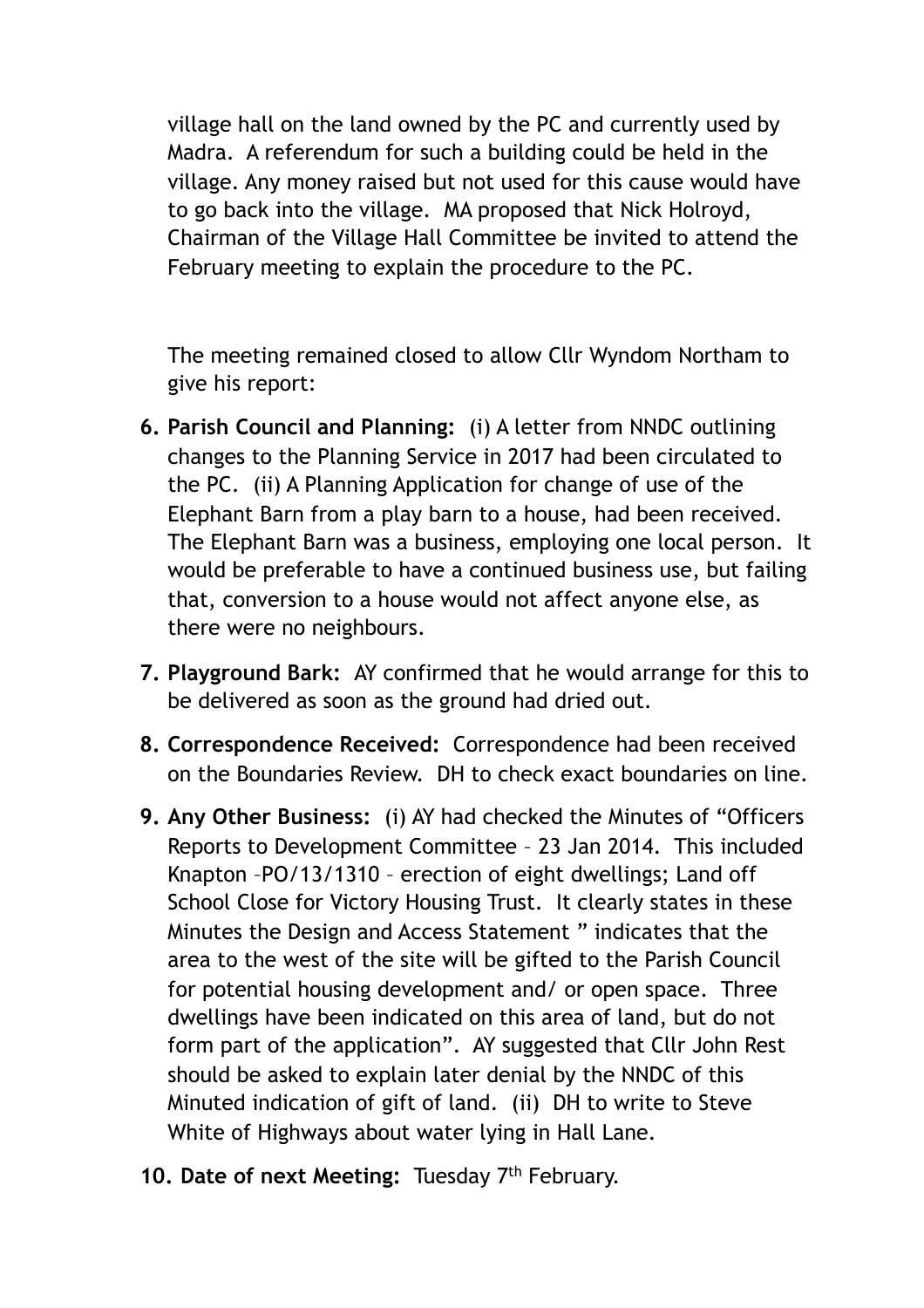village hall on the land owned by the PC and currently used by Madra. A referendum for such a building could be held in the village. Any money raised but not used for this cause would have to go back into the village. MA proposed that Nick Holroyd, Chairman of the Village Hall Committee be invited to attend the February meeting to explain the procedure to the PC.

The meeting remained closed to allow Cllr Wyndom Northam to give his report:

6. **Parish Council and Planning:** (i) A letter from NNDC outlining changes to the Planning Service in 2017 had been circulated to the PC. (ii) A Planning Application for change of use of the Elephant Barn from a play barn to a house, had been received. The Elephant Barn was a business, employing one local person. It would be preferable to have a continued business use, but failing that, conversion to a house would not affect anyone else, as there were no neighbours.
7. **Playground Bark:** AY confirmed that he would arrange for this to be delivered as soon as the ground had dried out.
8. **Correspondence Received:** Correspondence had been received on the Boundaries Review. DH to check exact boundaries on line.
9. **Any Other Business:** (i) AY had checked the Minutes of "Officers Reports to Development Committee – 23 Jan 2014. This included Knapton –PO/13/1310 – erection of eight dwellings; Land off School Close for Victory Housing Trust. It clearly states in these Minutes the Design and Access Statement " indicates that the area to the west of the site will be gifted to the Parish Council for potential housing development and/ or open space. Three dwellings have been indicated on this area of land, but do not form part of the application". AY suggested that Cllr John Rest should be asked to explain later denial by the NNDC of this Minuted indication of gift of land. (ii) DH to write to Steve White of Highways about water lying in Hall Lane.
10. **Date of next Meeting:** Tuesday 7th February.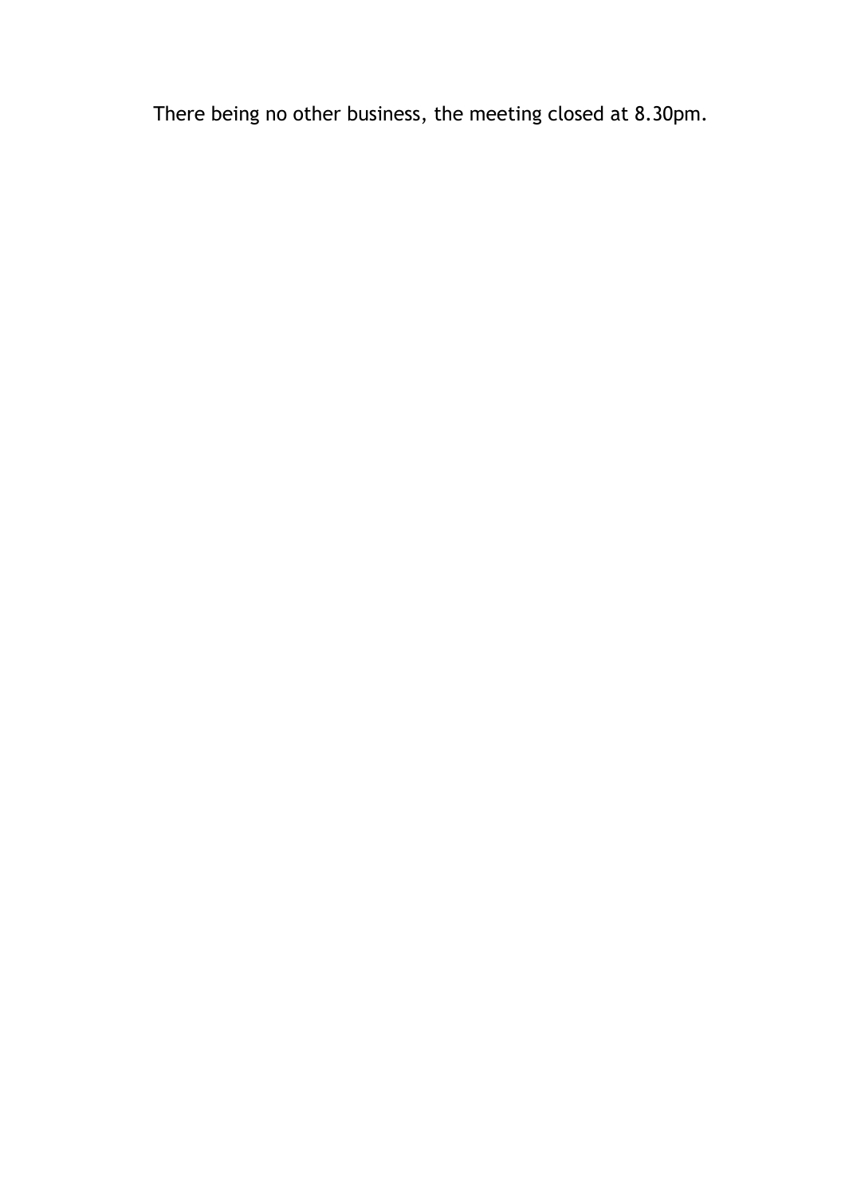There being no other business, the meeting closed at 8.30pm.